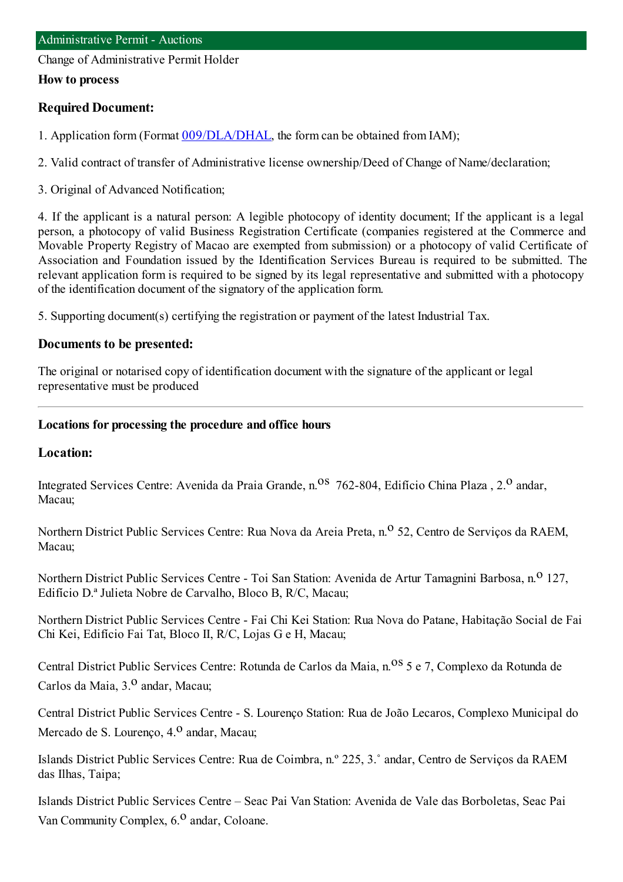## Administrative Permit - Auctions

Change of Administrative Permit Holder

**How to process**

### Required Document:

1. Application form (Format 009/DLA/DHAL, the form can be obtained from IAM);

2. Valid contract of transfer of Administrative license ownership/Deed of Change of Name/declaration;

3. Original of Advanced Notification;

4. If the applicant is a natural person: A legible photocopy of identity document; If the applicant is a legal person, a photocopy of valid Business Registration Certificate (companies registered at the Commerce and Movable Property Registry of Macao are exempted from submission) or a photocopy of valid Certificate of Association and Foundation issued by the Identification Services Bureau is required to be submitted. The relevant application form is required to be signed by its legal representative and submitted with a photocopy of the identification document of the signatory of the application form.

5. Supporting document(s) certifying the registration or payment of the latest Industrial Tax.

### Documents to be presented:

The original or notarised copy of identification document with the signature of the applicant or legal representative must be produced

---

**Locations for processing the procedure and office hours**

### Location:

Integrated Services Centre: Avenida da Praia Grande, n.os 762-804, Edifício China Plaza , 2.o andar, Macau;

Northern District Public Services Centre: Rua Nova da Areia Preta, n.o 52, Centro de Serviços da RAEM, Macau;

Northern District Public Services Centre - Toi San Station: Avenida de Artur Tamagnini Barbosa, n.o 127, Edifício D.ª Julieta Nobre de Carvalho, Bloco B, R/C, Macau;

Northern District Public Services Centre - Fai Chi Kei Station: Rua Nova do Patane, Habitação Social de Fai Chi Kei, Edifício Fai Tat, Bloco II, R/C, Lojas G e H, Macau;

Central District Public Services Centre: Rotunda de Carlos da Maia, n.os 5 e 7, Complexo da Rotunda de Carlos da Maia, 3.o andar, Macau;

Central District Public Services Centre - S. Lourenço Station: Rua de João Lecaros, Complexo Municipal do Mercado de S. Lourenço, 4.o andar, Macau;

Islands District Public Services Centre: Rua de Coimbra, n.º 225, 3.˚ andar, Centro de Serviços da RAEM das Ilhas, Taipa;

Islands District Public Services Centre – Seac Pai Van Station: Avenida de Vale das Borboletas, Seac Pai Van Community Complex, 6.o andar, Coloane.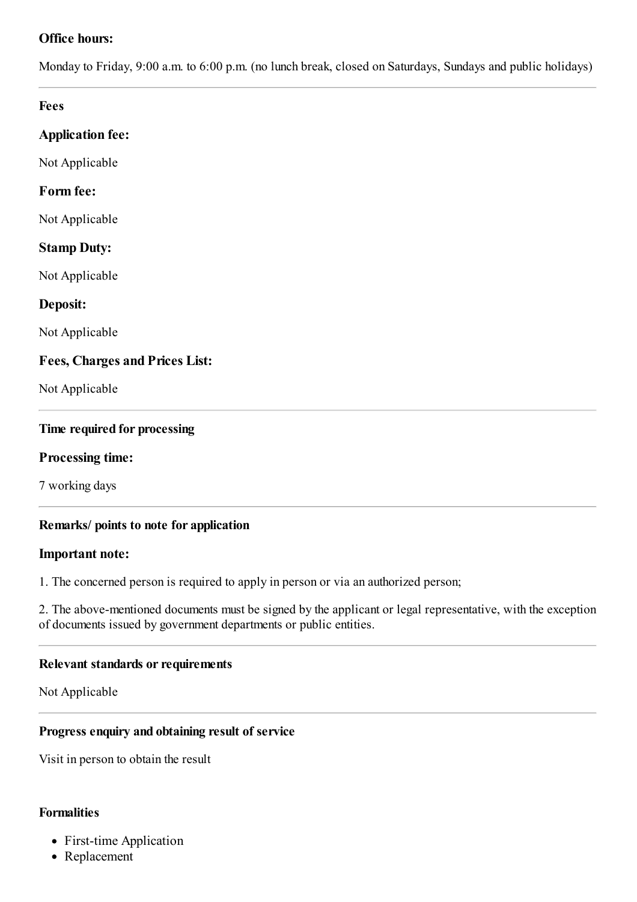**Office hours:**

Monday to Friday, 9:00 a.m. to 6:00 p.m. (no lunch break, closed on Saturdays, Sundays and public holidays)

---

## Fees

### Application fee:

Not Applicable

### Form fee:

Not Applicable

### Stamp Duty:

Not Applicable

### Deposit:

Not Applicable

### Fees, Charges and Prices List:

Not Applicable

---

## Time required for processing

### Processing time:

7 working days

---

## Remarks/ points to note for application

### Important note:

1. The concerned person is required to apply in person or via an authorized person;

2. The above-mentioned documents must be signed by the applicant or legal representative, with the exception of documents issued by government departments or public entities.

---

## Relevant standards or requirements

Not Applicable

---

## Progress enquiry and obtaining result of service

Visit in person to obtain the result

## Formalities

- First-time Application
- Replacement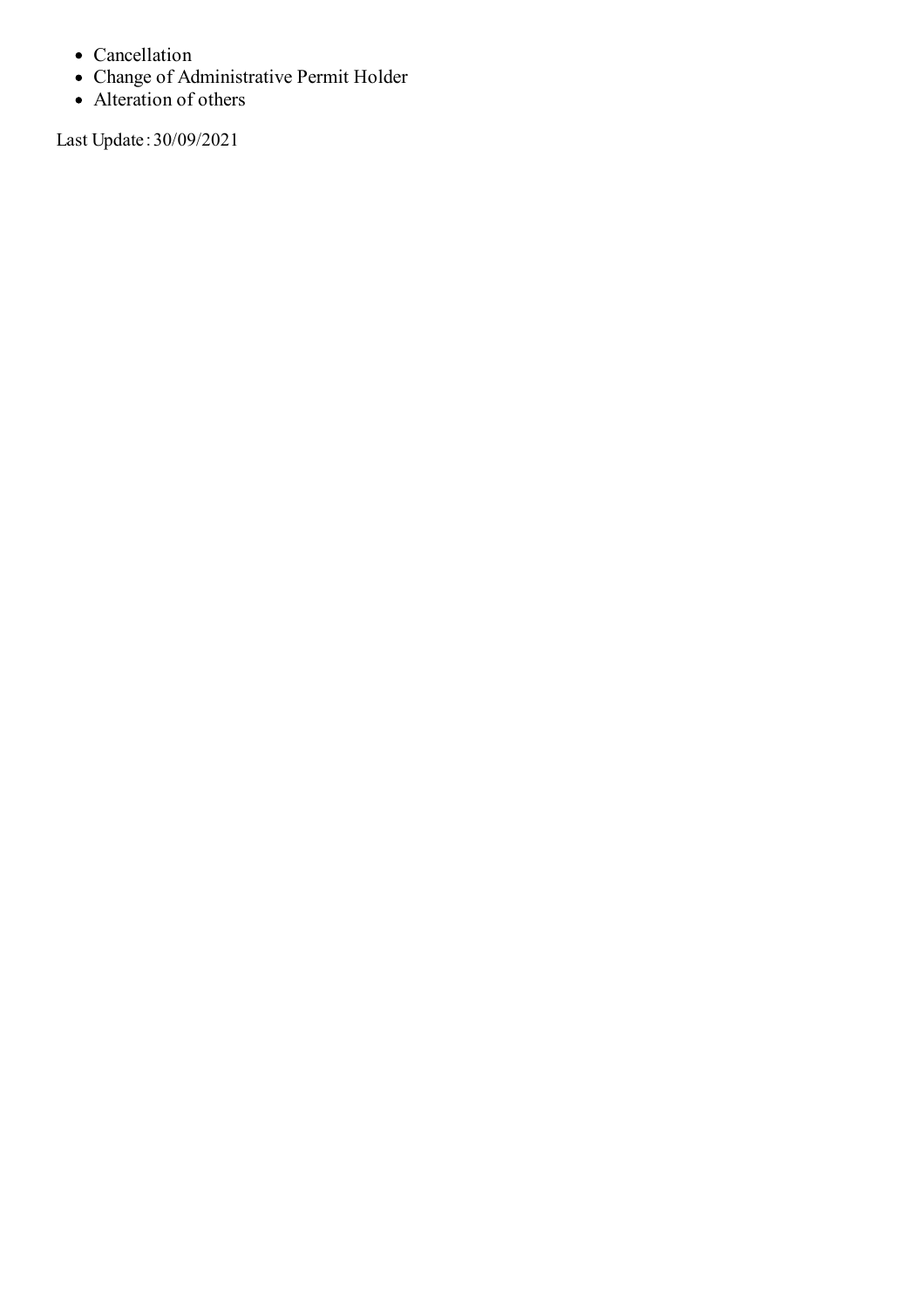- Cancellation
- Change of Administrative Permit Holder
- Alteration of others

Last Update : 30/09/2021